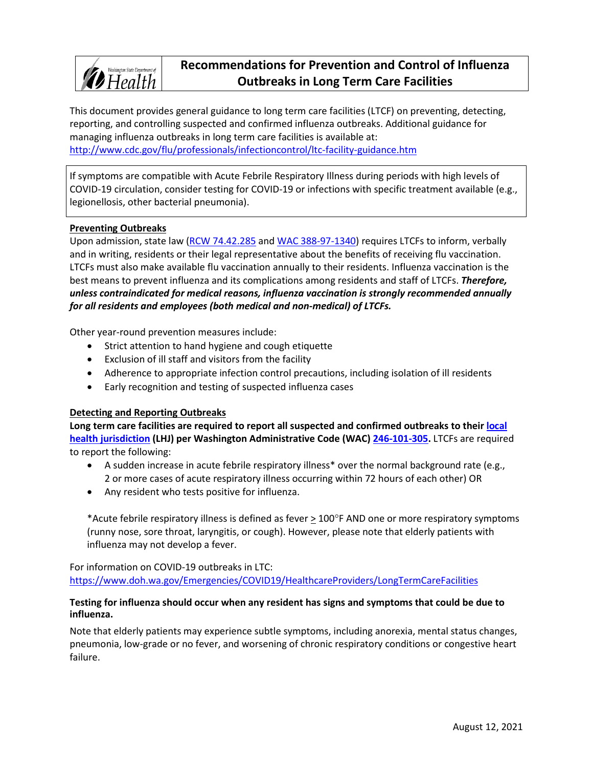# Recommendations for Prevention and Control of Influenza Outbreaks in Long Term Care Facilities

This document provides general guidance to long term care facilities (LTCF) on preventing, detecting, reporting, and controlling suspected and confirmed influenza outbreaks. Additional guidance for managing influenza outbreaks in long term care facilities is available at: http://www.cdc.gov/flu/professionals/infectioncontrol/ltc-facility-guidance.htm

> If symptoms are compatible with Acute Febrile Respiratory Illness during periods with high levels of COVID-19 circulation, consider testing for COVID-19 or infections with specific treatment available (e.g., legionellosis, other bacterial pneumonia).

## Preventing Outbreaks

Upon admission, state law (RCW 74.42.285 and WAC 388-97-1340) requires LTCFs to inform, verbally and in writing, residents or their legal representative about the benefits of receiving flu vaccination. LTCFs must also make available flu vaccination annually to their residents. Influenza vaccination is the best means to prevent influenza and its complications among residents and staff of LTCFs. ***Therefore, unless contraindicated for medical reasons, influenza vaccination is strongly recommended annually for all residents and employees (both medical and non-medical) of LTCFs.***

Other year-round prevention measures include:

- Strict attention to hand hygiene and cough etiquette
- Exclusion of ill staff and visitors from the facility
- Adherence to appropriate infection control precautions, including isolation of ill residents
- Early recognition and testing of suspected influenza cases

## Detecting and Reporting Outbreaks

**Long term care facilities are required to report all suspected and confirmed outbreaks to their local health jurisdiction (LHJ) per Washington Administrative Code (WAC) 246-101-305.** LTCFs are required to report the following:

- A sudden increase in acute febrile respiratory illness* over the normal background rate (e.g., 2 or more cases of acute respiratory illness occurring within 72 hours of each other) OR
- Any resident who tests positive for influenza.

*Acute febrile respiratory illness is defined as fever $\geq$ 100°F AND one or more respiratory symptoms (runny nose, sore throat, laryngitis, or cough). However, please note that elderly patients with influenza may not develop a fever.

For information on COVID-19 outbreaks in LTC: https://www.doh.wa.gov/Emergencies/COVID19/HealthcareProviders/LongTermCareFacilities

**Testing for influenza should occur when any resident has signs and symptoms that could be due to influenza.**

Note that elderly patients may experience subtle symptoms, including anorexia, mental status changes, pneumonia, low-grade or no fever, and worsening of chronic respiratory conditions or congestive heart failure.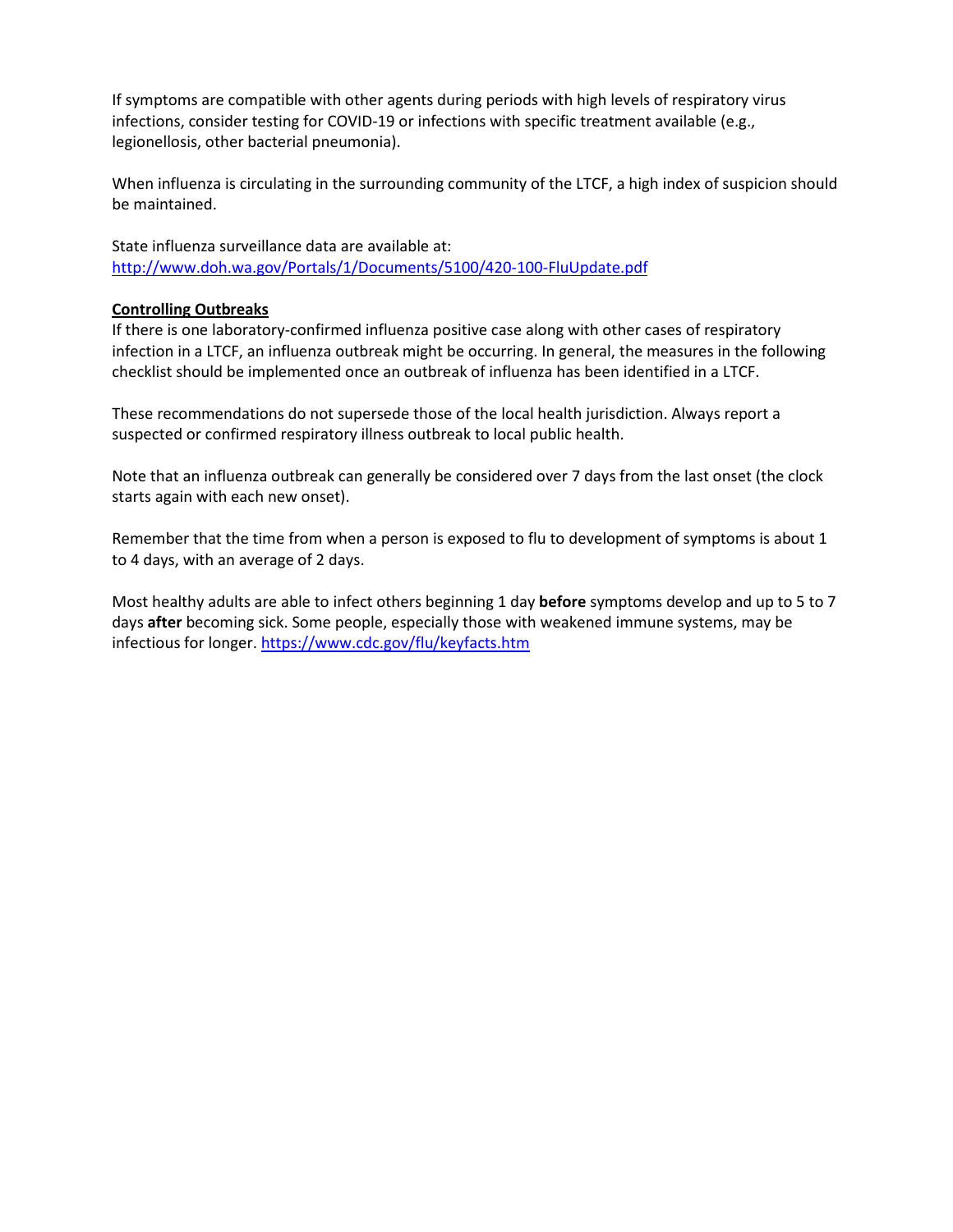If symptoms are compatible with other agents during periods with high levels of respiratory virus infections, consider testing for COVID-19 or infections with specific treatment available (e.g., legionellosis, other bacterial pneumonia).

When influenza is circulating in the surrounding community of the LTCF, a high index of suspicion should be maintained.

State influenza surveillance data are available at:
[http://www.doh.wa.gov/Portals/1/Documents/5100/420-100-FluUpdate.pdf](http://www.doh.wa.gov/Portals/1/Documents/5100/420-100-FluUpdate.pdf)

**Controlling Outbreaks**

If there is one laboratory-confirmed influenza positive case along with other cases of respiratory infection in a LTCF, an influenza outbreak might be occurring. In general, the measures in the following checklist should be implemented once an outbreak of influenza has been identified in a LTCF.

These recommendations do not supersede those of the local health jurisdiction. Always report a suspected or confirmed respiratory illness outbreak to local public health.

Note that an influenza outbreak can generally be considered over 7 days from the last onset (the clock starts again with each new onset).

Remember that the time from when a person is exposed to flu to development of symptoms is about 1 to 4 days, with an average of 2 days.

Most healthy adults are able to infect others beginning 1 day **before** symptoms develop and up to 5 to 7 days **after** becoming sick. Some people, especially those with weakened immune systems, may be infectious for longer. [https://www.cdc.gov/flu/keyfacts.htm](https://www.cdc.gov/flu/keyfacts.htm)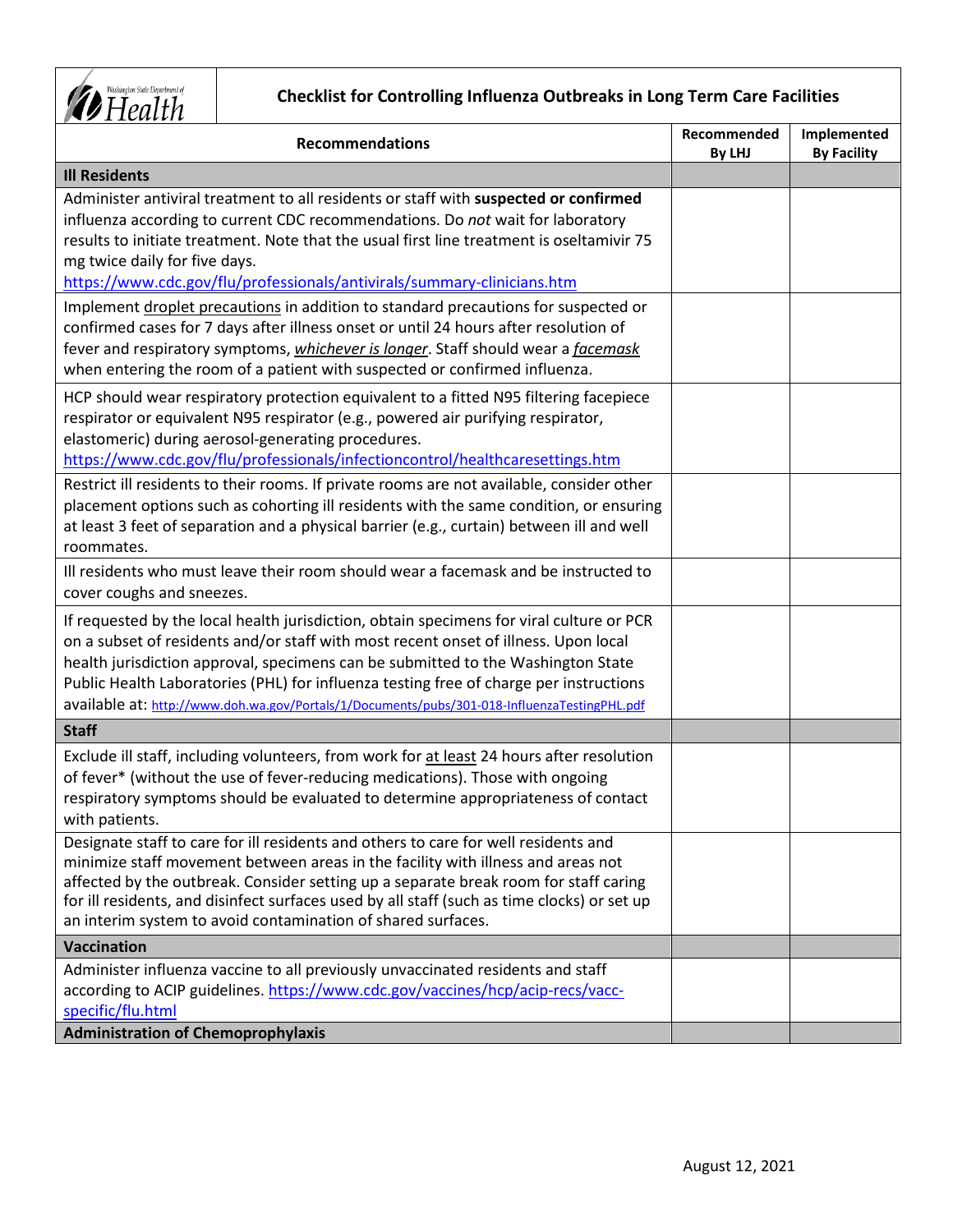# Checklist for Controlling Influenza Outbreaks in Long Term Care Facilities

| Recommendations | Recommended By LHJ | Implemented By Facility |
|---|---|---|
| **Ill Residents** | | |
| Administer antiviral treatment to all residents or staff with **suspected or confirmed** influenza according to current CDC recommendations. Do *not* wait for laboratory results to initiate treatment. Note that the usual first line treatment is oseltamivir 75 mg twice daily for five days. https://www.cdc.gov/flu/professionals/antivirals/summary-clinicians.htm | | |
| Implement droplet precautions in addition to standard precautions for suspected or confirmed cases for 7 days after illness onset or until 24 hours after resolution of fever and respiratory symptoms, ***whichever is longer***. Staff should wear a ***facemask*** when entering the room of a patient with suspected or confirmed influenza. | | |
| HCP should wear respiratory protection equivalent to a fitted N95 filtering facepiece respirator or equivalent N95 respirator (e.g., powered air purifying respirator, elastomeric) during aerosol-generating procedures. https://www.cdc.gov/flu/professionals/infectioncontrol/healthcaresettings.htm | | |
| Restrict ill residents to their rooms. If private rooms are not available, consider other placement options such as cohorting ill residents with the same condition, or ensuring at least 3 feet of separation and a physical barrier (e.g., curtain) between ill and well roommates. | | |
| Ill residents who must leave their room should wear a facemask and be instructed to cover coughs and sneezes. | | |
| If requested by the local health jurisdiction, obtain specimens for viral culture or PCR on a subset of residents and/or staff with most recent onset of illness. Upon local health jurisdiction approval, specimens can be submitted to the Washington State Public Health Laboratories (PHL) for influenza testing free of charge per instructions available at: http://www.doh.wa.gov/Portals/1/Documents/pubs/301-018-InfluenzaTestingPHL.pdf | | |
| **Staff** | | |
| Exclude ill staff, including volunteers, from work for at least 24 hours after resolution of fever* (without the use of fever-reducing medications). Those with ongoing respiratory symptoms should be evaluated to determine appropriateness of contact with patients. | | |
| Designate staff to care for ill residents and others to care for well residents and minimize staff movement between areas in the facility with illness and areas not affected by the outbreak. Consider setting up a separate break room for staff caring for ill residents, and disinfect surfaces used by all staff (such as time clocks) or set up an interim system to avoid contamination of shared surfaces. | | |
| **Vaccination** | | |
| Administer influenza vaccine to all previously unvaccinated residents and staff according to ACIP guidelines. https://www.cdc.gov/vaccines/hcp/acip-recs/vacc-specific/flu.html | | |
| **Administration of Chemoprophylaxis** | | |

August 12, 2021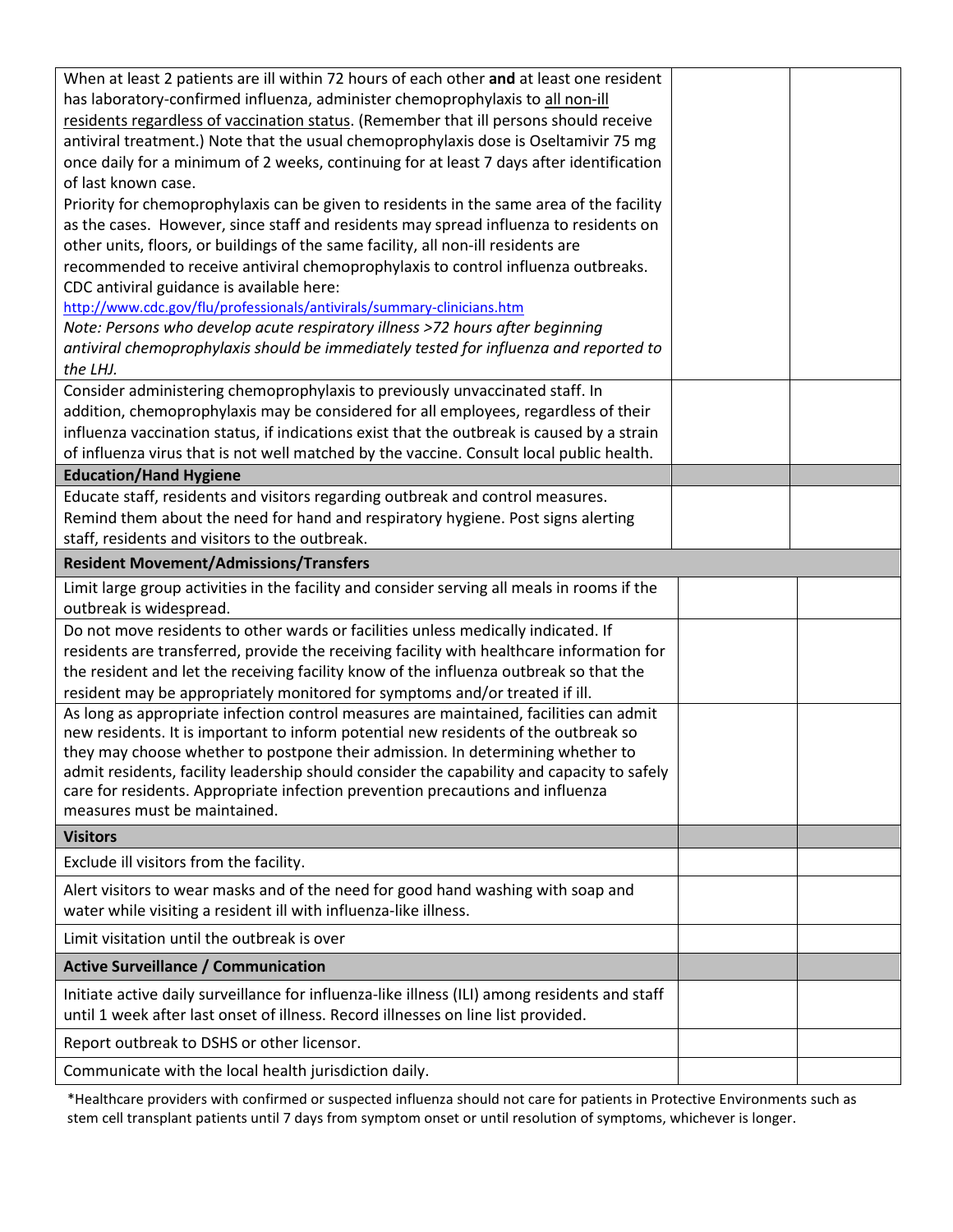| | | |
|---|---|---|
| When at least 2 patients are ill within 72 hours of each other **and** at least one resident has laboratory-confirmed influenza, administer chemoprophylaxis to <u>all non-ill residents regardless of vaccination status</u>. (Remember that ill persons should receive antiviral treatment.) Note that the usual chemoprophylaxis dose is Oseltamivir 75 mg once daily for a minimum of 2 weeks, continuing for at least 7 days after identification of last known case.<br>Priority for chemoprophylaxis can be given to residents in the same area of the facility as the cases. However, since staff and residents may spread influenza to residents on other units, floors, or buildings of the same facility, all non-ill residents are recommended to receive antiviral chemoprophylaxis to control influenza outbreaks. CDC antiviral guidance is available here: http://www.cdc.gov/flu/professionals/antivirals/summary-clinicians.htm<br>*Note: Persons who develop acute respiratory illness >72 hours after beginning antiviral chemoprophylaxis should be immediately tested for influenza and reported to the LHJ.* | | |
| Consider administering chemoprophylaxis to previously unvaccinated staff. In addition, chemoprophylaxis may be considered for all employees, regardless of their influenza vaccination status, if indications exist that the outbreak is caused by a strain of influenza virus that is not well matched by the vaccine. Consult local public health. | | |
| **Education/Hand Hygiene** | | |
| Educate staff, residents and visitors regarding outbreak and control measures. Remind them about the need for hand and respiratory hygiene. Post signs alerting staff, residents and visitors to the outbreak. | | |
| **Resident Movement/Admissions/Transfers** | | |
| Limit large group activities in the facility and consider serving all meals in rooms if the outbreak is widespread. | | |
| Do not move residents to other wards or facilities unless medically indicated. If residents are transferred, provide the receiving facility with healthcare information for the resident and let the receiving facility know of the influenza outbreak so that the resident may be appropriately monitored for symptoms and/or treated if ill. | | |
| As long as appropriate infection control measures are maintained, facilities can admit new residents. It is important to inform potential new residents of the outbreak so they may choose whether to postpone their admission. In determining whether to admit residents, facility leadership should consider the capability and capacity to safely care for residents. Appropriate infection prevention precautions and influenza measures must be maintained. | | |
| **Visitors** | | |
| Exclude ill visitors from the facility. | | |
| Alert visitors to wear masks and of the need for good hand washing with soap and water while visiting a resident ill with influenza-like illness. | | |
| Limit visitation until the outbreak is over | | |
| **Active Surveillance / Communication** | | |
| Initiate active daily surveillance for influenza-like illness (ILI) among residents and staff until 1 week after last onset of illness. Record illnesses on line list provided. | | |
| Report outbreak to DSHS or other licensor. | | |
| Communicate with the local health jurisdiction daily. | | |

*Healthcare providers with confirmed or suspected influenza should not care for patients in Protective Environments such as stem cell transplant patients until 7 days from symptom onset or until resolution of symptoms, whichever is longer.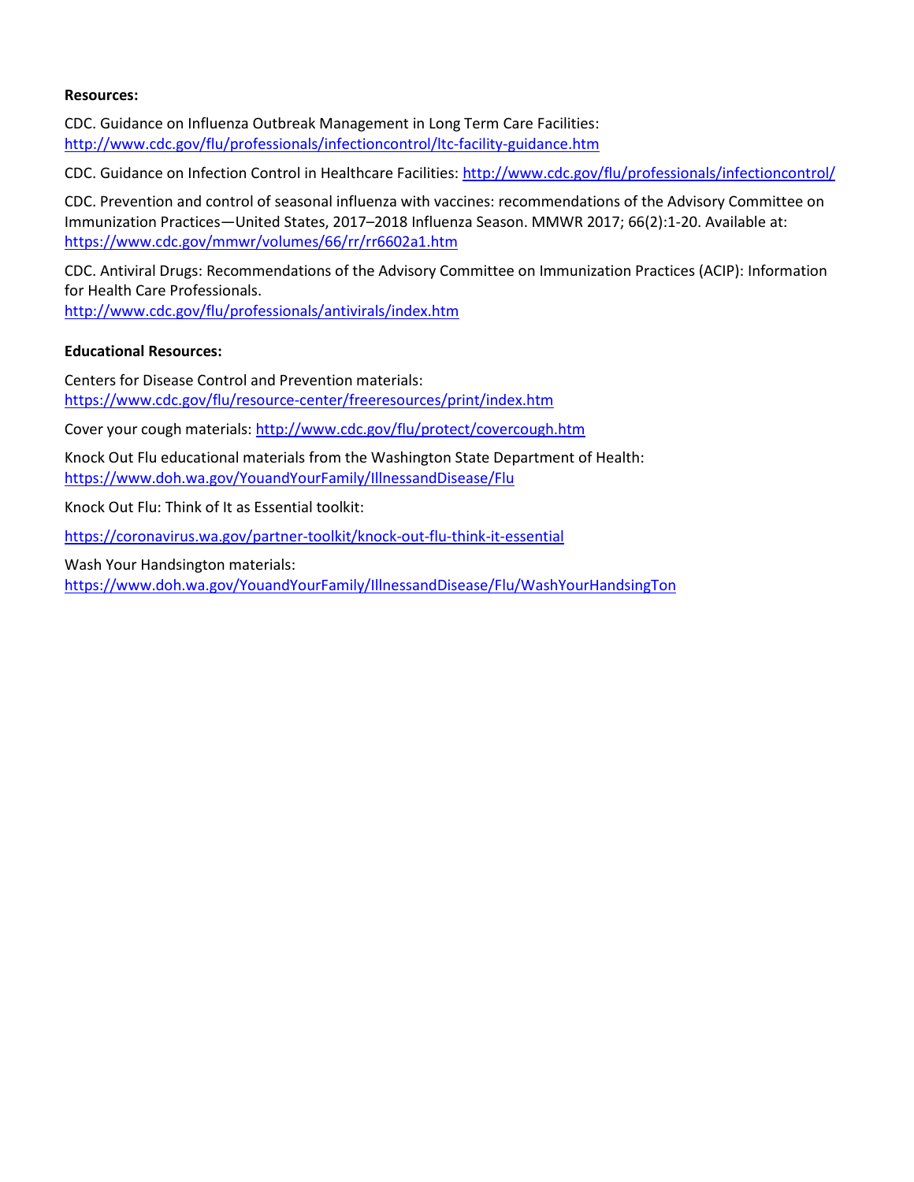**Resources:**

CDC. Guidance on Influenza Outbreak Management in Long Term Care Facilities: http://www.cdc.gov/flu/professionals/infectioncontrol/ltc-facility-guidance.htm

CDC. Guidance on Infection Control in Healthcare Facilities: http://www.cdc.gov/flu/professionals/infectioncontrol/

CDC. Prevention and control of seasonal influenza with vaccines: recommendations of the Advisory Committee on Immunization Practices—United States, 2017–2018 Influenza Season. MMWR 2017; 66(2):1-20. Available at: https://www.cdc.gov/mmwr/volumes/66/rr/rr6602a1.htm

CDC. Antiviral Drugs: Recommendations of the Advisory Committee on Immunization Practices (ACIP): Information for Health Care Professionals. http://www.cdc.gov/flu/professionals/antivirals/index.htm

**Educational Resources:**

Centers for Disease Control and Prevention materials: https://www.cdc.gov/flu/resource-center/freeresources/print/index.htm

Cover your cough materials: http://www.cdc.gov/flu/protect/covercough.htm

Knock Out Flu educational materials from the Washington State Department of Health: https://www.doh.wa.gov/YouandYourFamily/IllnessandDisease/Flu

Knock Out Flu: Think of It as Essential toolkit:

https://coronavirus.wa.gov/partner-toolkit/knock-out-flu-think-it-essential

Wash Your Handsington materials: https://www.doh.wa.gov/YouandYourFamily/IllnessandDisease/Flu/WashYourHandsingTon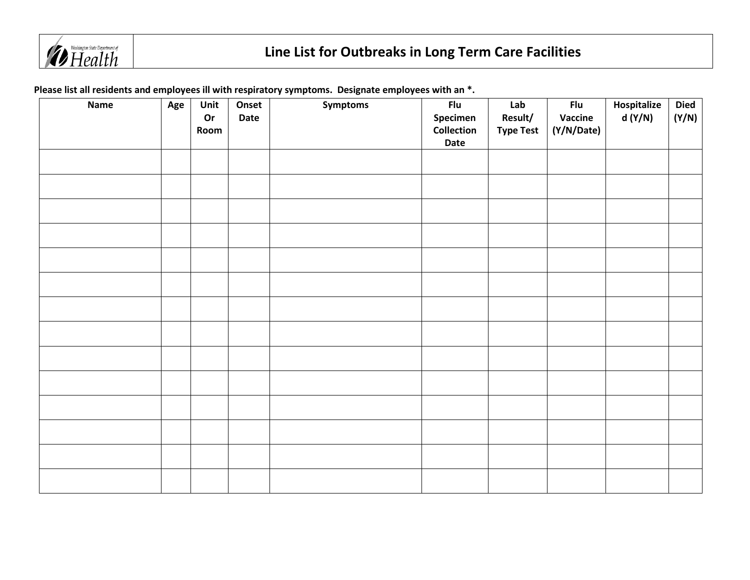# Line List for Outbreaks in Long Term Care Facilities

**Please list all residents and employees ill with respiratory symptoms. Designate employees with an *.**

| Name | Age | Unit Or Room | Onset Date | Symptoms | Flu Specimen Collection Date | Lab Result/ Type Test | Flu Vaccine (Y/N/Date) | Hospitalized (Y/N) | Died (Y/N) |
|---|---|---|---|---|---|---|---|---|---|
| | | | | | | | | | |
| | | | | | | | | | |
| | | | | | | | | | |
| | | | | | | | | | |
| | | | | | | | | | |
| | | | | | | | | | |
| | | | | | | | | | |
| | | | | | | | | | |
| | | | | | | | | | |
| | | | | | | | | | |
| | | | | | | | | | |
| | | | | | | | | | |
| | | | | | | | | | |
| | | | | | | | | | |